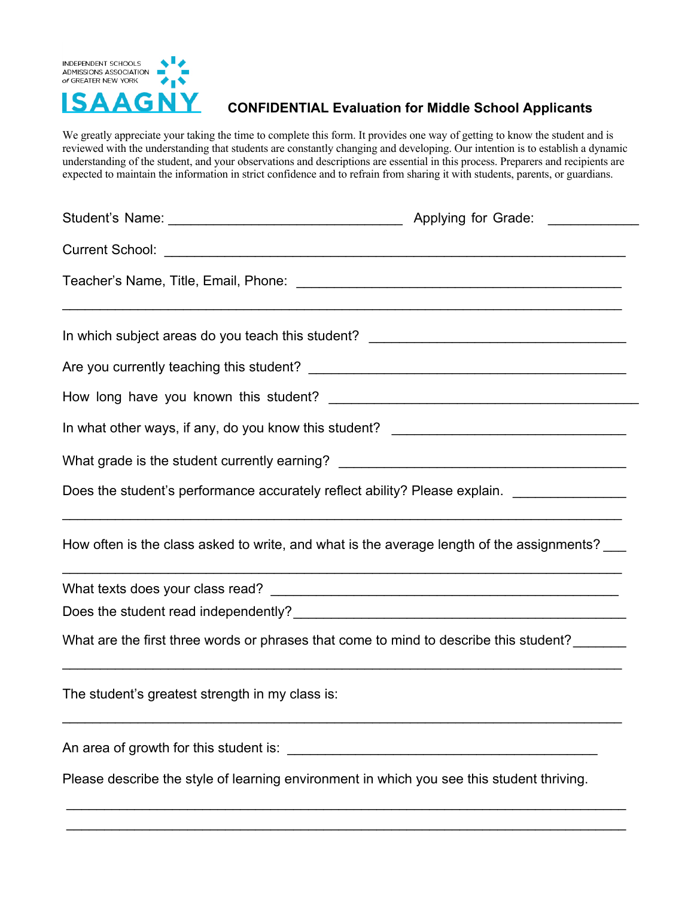INDEPENDENT SCHOOLS ADMISSIONS ASSOCIATION of GREATER NEW YORK

ISAAGNY

## CONFIDENTIAL Evaluation for Middle School Applicants

We greatly appreciate your taking the time to complete this form. It provides one way of getting to know the student and is reviewed with the understanding that students are constantly changing and developing. Our intention is to establish a dynamic understanding of the student, and your observations and descriptions are essential in this process. Preparers and recipients are expected to maintain the information in strict confidence and to refrain from sharing it with students, parents, or guardians.

Student's Name: ______________________________ Applying for Grade: ___________

Current School: ____________________________________________________________

Teacher's Name, Title, Email, Phone: ________________________________________

____________________________________________________________________________

In which subject areas do you teach this student? ___________________________

Are you currently teaching this student? ___________________________________

How long have you known this student? ____________________________________

In what other ways, if any, do you know this student? _____________________

What grade is the student currently earning? ______________________________

Does the student's performance accurately reflect ability? Please explain. ______________

____________________________________________________________________________

How often is the class asked to write, and what is the average length of the assignments? ___

____________________________________________________________________________

What texts does your class read? ______________________________________________

Does the student read independently? __________________________________________

What are the first three words or phrases that come to mind to describe this student? _______

____________________________________________________________________________

The student's greatest strength in my class is:

____________________________________________________________________________

An area of growth for this student is: ________________________________________

Please describe the style of learning environment in which you see this student thriving.

____________________________________________________________________________

____________________________________________________________________________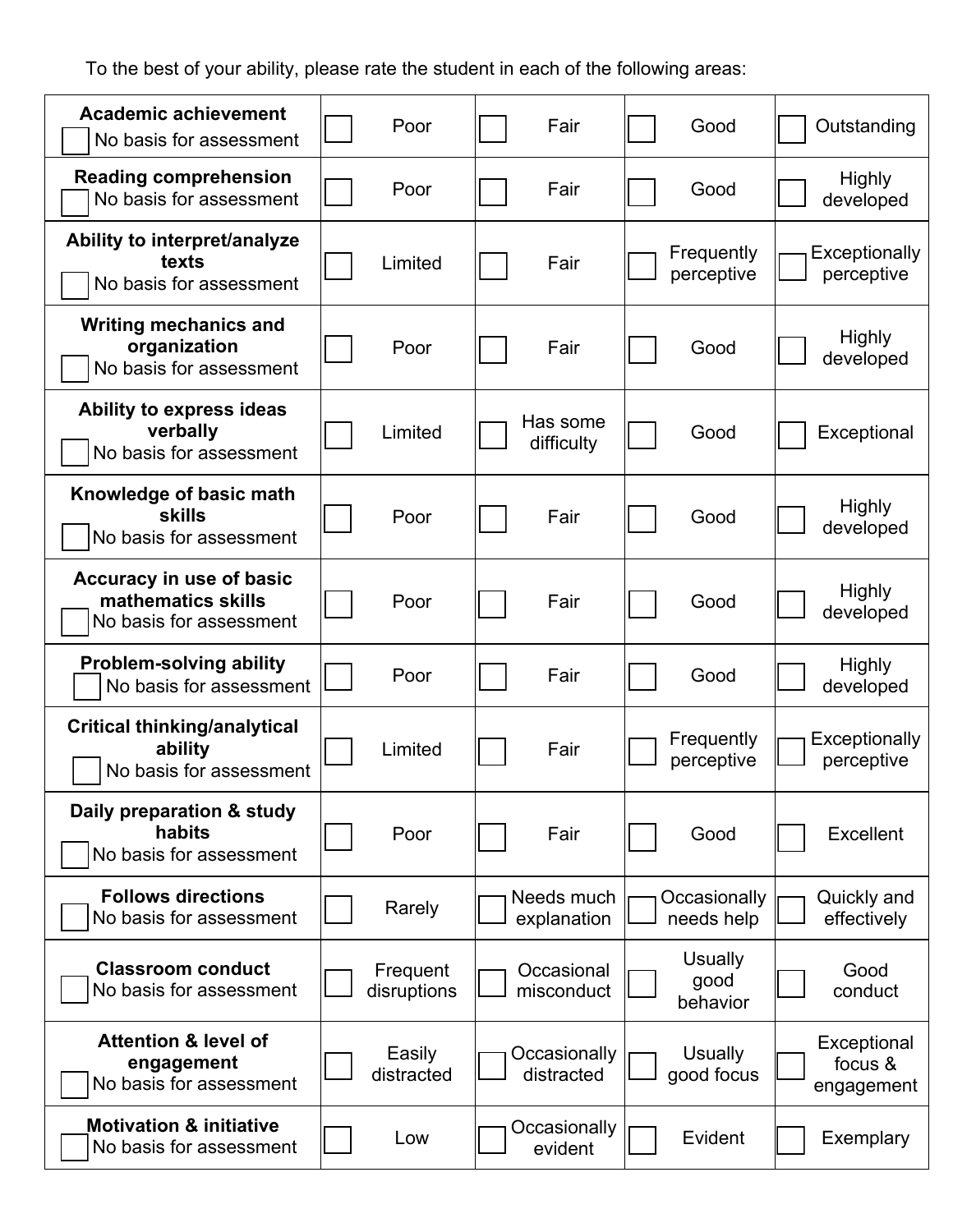To the best of your ability, please rate the student in each of the following areas:

| Area | | | | |
|---|---|---|---|---|
| **Academic achievement**<br>☐ No basis for assessment | ☐ Poor | ☐ Fair | ☐ Good | ☐ Outstanding |
| **Reading comprehension**<br>☐ No basis for assessment | ☐ Poor | ☐ Fair | ☐ Good | ☐ Highly developed |
| **Ability to interpret/analyze texts**<br>☐ No basis for assessment | ☐ Limited | ☐ Fair | ☐ Frequently perceptive | ☐ Exceptionally perceptive |
| **Writing mechanics and organization**<br>☐ No basis for assessment | ☐ Poor | ☐ Fair | ☐ Good | ☐ Highly developed |
| **Ability to express ideas verbally**<br>☐ No basis for assessment | ☐ Limited | ☐ Has some difficulty | ☐ Good | ☐ Exceptional |
| **Knowledge of basic math skills**<br>☐ No basis for assessment | ☐ Poor | ☐ Fair | ☐ Good | ☐ Highly developed |
| **Accuracy in use of basic mathematics skills**<br>☐ No basis for assessment | ☐ Poor | ☐ Fair | ☐ Good | ☐ Highly developed |
| **Problem-solving ability**<br>☐ No basis for assessment | ☐ Poor | ☐ Fair | ☐ Good | ☐ Highly developed |
| **Critical thinking/analytical ability**<br>☐ No basis for assessment | ☐ Limited | ☐ Fair | ☐ Frequently perceptive | ☐ Exceptionally perceptive |
| **Daily preparation & study habits**<br>☐ No basis for assessment | ☐ Poor | ☐ Fair | ☐ Good | ☐ Excellent |
| **Follows directions**<br>☐ No basis for assessment | ☐ Rarely | ☐ Needs much explanation | ☐ Occasionally needs help | ☐ Quickly and effectively |
| **Classroom conduct**<br>☐ No basis for assessment | ☐ Frequent disruptions | ☐ Occasional misconduct | ☐ Usually good behavior | ☐ Good conduct |
| **Attention & level of engagement**<br>☐ No basis for assessment | ☐ Easily distracted | ☐ Occasionally distracted | ☐ Usually good focus | ☐ Exceptional focus & engagement |
| **Motivation & initiative**<br>☐ No basis for assessment | ☐ Low | ☐ Occasionally evident | ☐ Evident | ☐ Exemplary |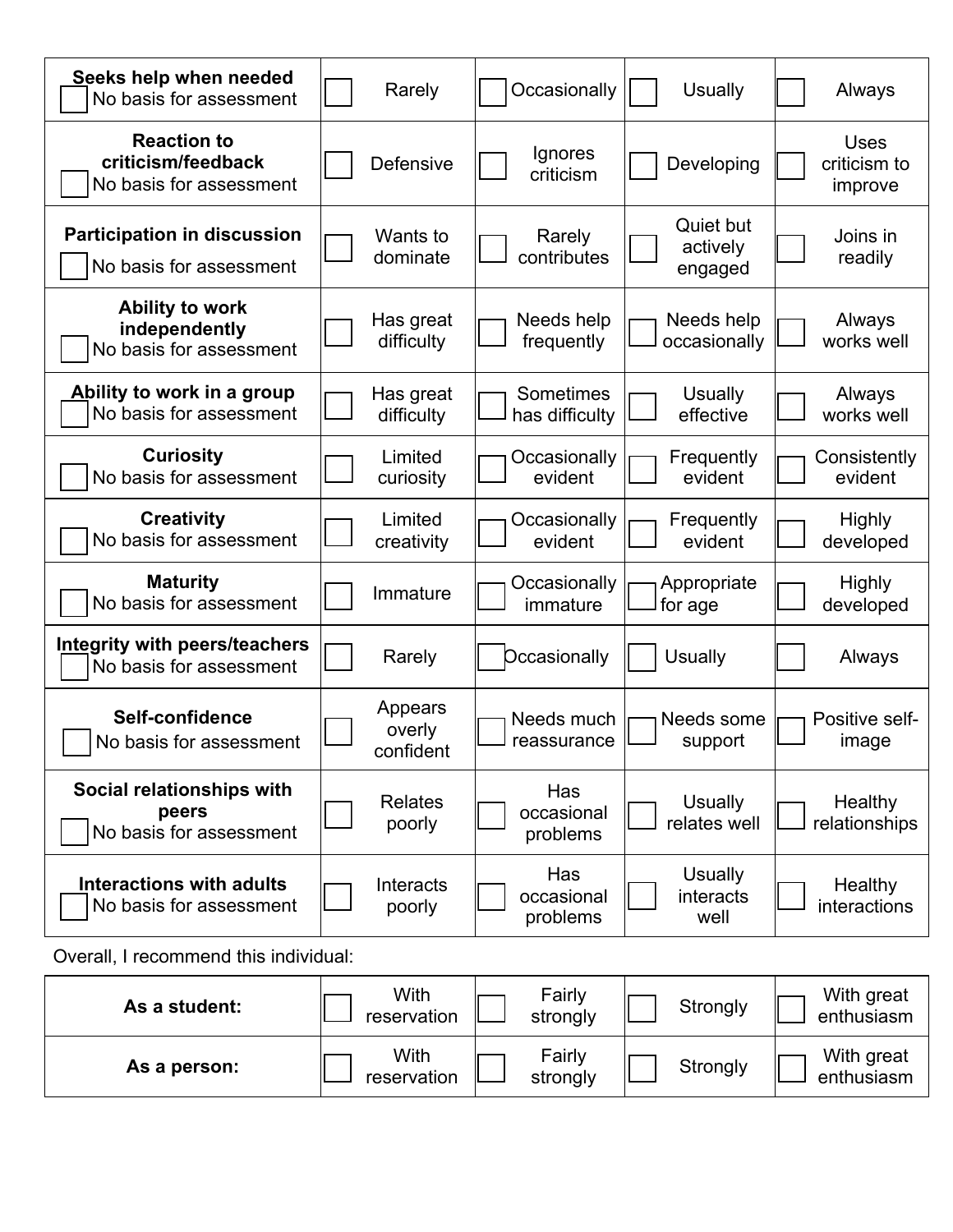| **Seeks help when needed** ☐ No basis for assessment | ☐ Rarely | ☐ Occasionally | ☐ Usually | ☐ Always |
|---|---|---|---|---|
| **Reaction to criticism/feedback** ☐ No basis for assessment | ☐ Defensive | ☐ Ignores criticism | ☐ Developing | ☐ Uses criticism to improve |
| **Participation in discussion** ☐ No basis for assessment | ☐ Wants to dominate | ☐ Rarely contributes | ☐ Quiet but actively engaged | ☐ Joins in readily |
| **Ability to work independently** ☐ No basis for assessment | ☐ Has great difficulty | ☐ Needs help frequently | ☐ Needs help occasionally | ☐ Always works well |
| **Ability to work in a group** ☐ No basis for assessment | ☐ Has great difficulty | ☐ Sometimes has difficulty | ☐ Usually effective | ☐ Always works well |
| **Curiosity** ☐ No basis for assessment | ☐ Limited curiosity | ☐ Occasionally evident | ☐ Frequently evident | ☐ Consistently evident |
| **Creativity** ☐ No basis for assessment | ☐ Limited creativity | ☐ Occasionally evident | ☐ Frequently evident | ☐ Highly developed |
| **Maturity** ☐ No basis for assessment | ☐ Immature | ☐ Occasionally immature | ☐ Appropriate for age | ☐ Highly developed |
| **Integrity with peers/teachers** ☐ No basis for assessment | ☐ Rarely | ☐ Occasionally | ☐ Usually | ☐ Always |
| **Self-confidence** ☐ No basis for assessment | ☐ Appears overly confident | ☐ Needs much reassurance | ☐ Needs some support | ☐ Positive self-image |
| **Social relationships with peers** ☐ No basis for assessment | ☐ Relates poorly | ☐ Has occasional problems | ☐ Usually relates well | ☐ Healthy relationships |
| **Interactions with adults** ☐ No basis for assessment | ☐ Interacts poorly | ☐ Has occasional problems | ☐ Usually interacts well | ☐ Healthy interactions |

Overall, I recommend this individual:

| | | | | |
|---|---|---|---|---|
| **As a student:** | ☐ With reservation | ☐ Fairly strongly | ☐ Strongly | ☐ With great enthusiasm |
| **As a person:** | ☐ With reservation | ☐ Fairly strongly | ☐ Strongly | ☐ With great enthusiasm |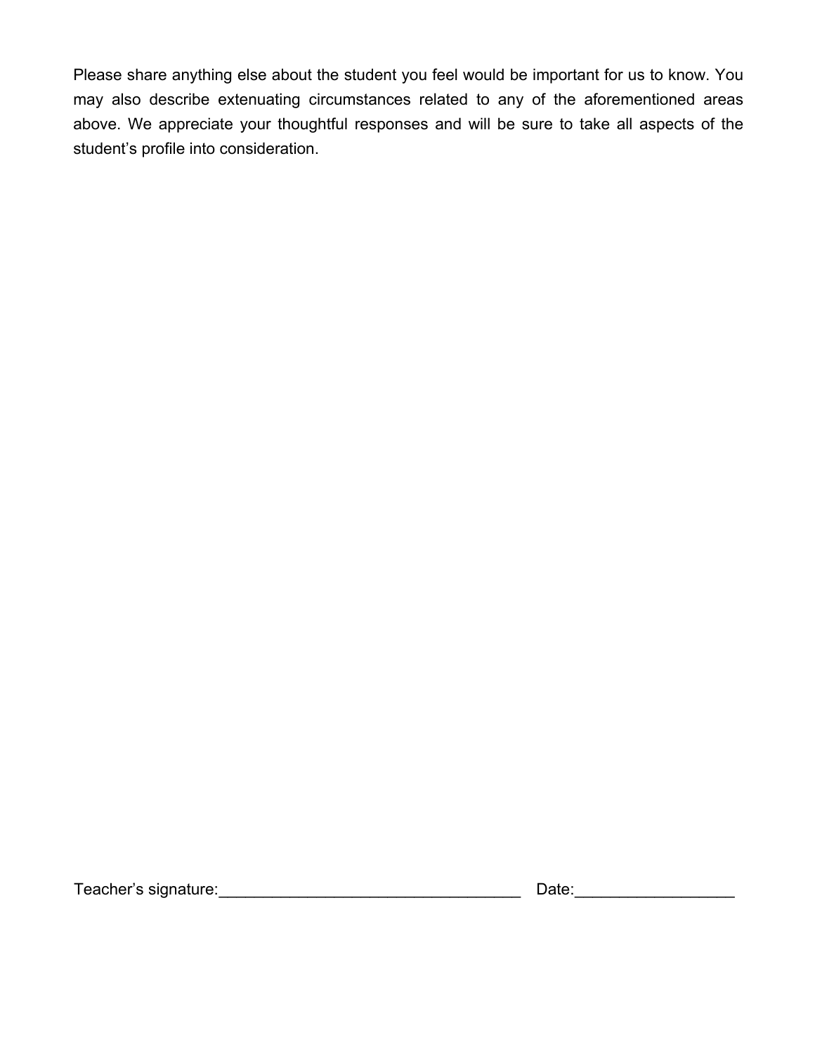Please share anything else about the student you feel would be important for us to know. You may also describe extenuating circumstances related to any of the aforementioned areas above. We appreciate your thoughtful responses and will be sure to take all aspects of the student's profile into consideration.

Teacher's signature:__________________________________ Date:_________________